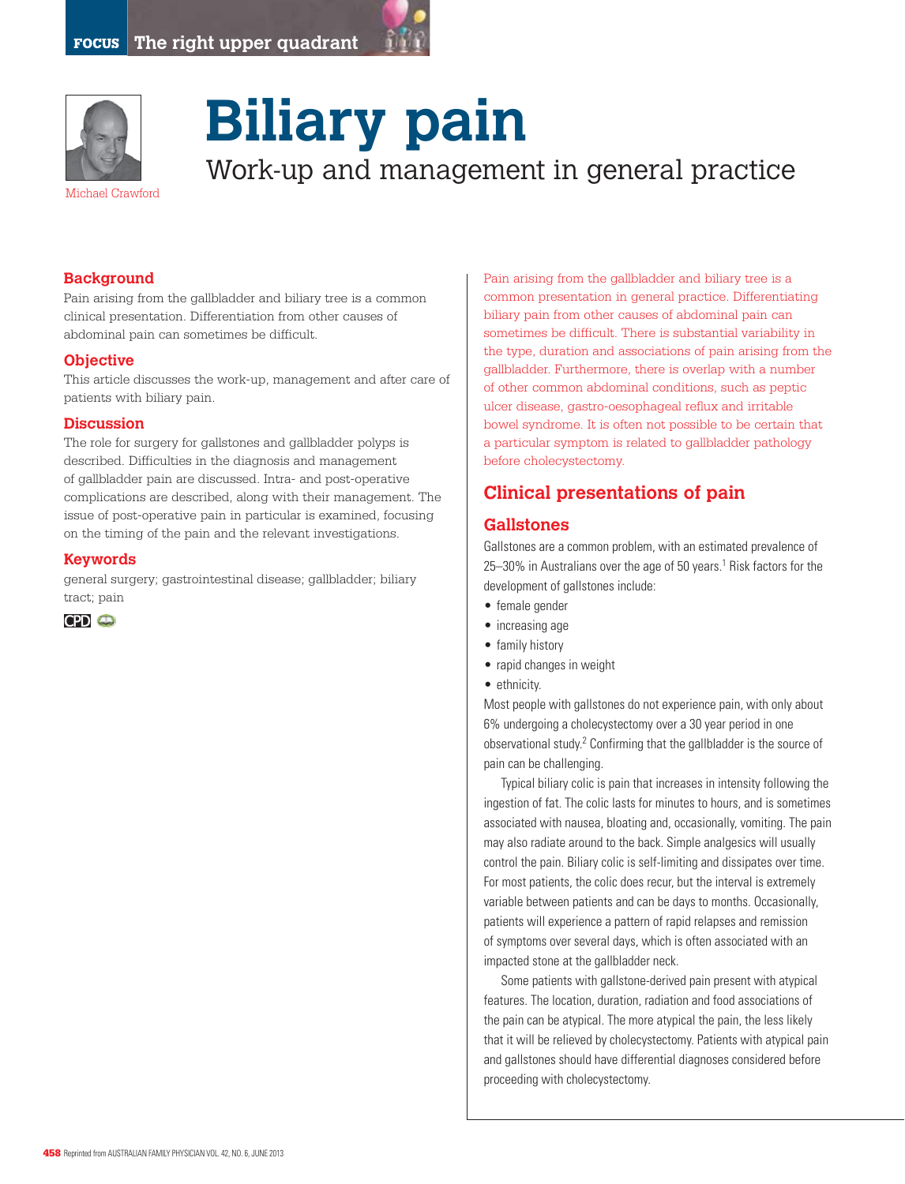# Biliary pain

## Work-up and management in general practice

Michael Crawford

### Background

Pain arising from the gallbladder and biliary tree is a common clinical presentation. Differentiation from other causes of abdominal pain can sometimes be difficult.

### Objective

This article discusses the work-up, management and after care of patients with biliary pain.

### Discussion

The role for surgery for gallstones and gallbladder polyps is described. Difficulties in the diagnosis and management of gallbladder pain are discussed. Intra- and post-operative complications are described, along with their management. The issue of post-operative pain in particular is examined, focusing on the timing of the pain and the relevant investigations.

### Keywords

general surgery; gastrointestinal disease; gallbladder; biliary tract; pain

Pain arising from the gallbladder and biliary tree is a common presentation in general practice. Differentiating biliary pain from other causes of abdominal pain can sometimes be difficult. There is substantial variability in the type, duration and associations of pain arising from the gallbladder. Furthermore, there is overlap with a number of other common abdominal conditions, such as peptic ulcer disease, gastro-oesophageal reflux and irritable bowel syndrome. It is often not possible to be certain that a particular symptom is related to gallbladder pathology before cholecystectomy.

## Clinical presentations of pain

### Gallstones

Gallstones are a common problem, with an estimated prevalence of 25–30% in Australians over the age of 50 years.[1] Risk factors for the development of gallstones include:

- female gender
- increasing age
- family history
- rapid changes in weight
- ethnicity.

Most people with gallstones do not experience pain, with only about 6% undergoing a cholecystectomy over a 30 year period in one observational study.[2] Confirming that the gallbladder is the source of pain can be challenging.

Typical biliary colic is pain that increases in intensity following the ingestion of fat. The colic lasts for minutes to hours, and is sometimes associated with nausea, bloating and, occasionally, vomiting. The pain may also radiate around to the back. Simple analgesics will usually control the pain. Biliary colic is self-limiting and dissipates over time. For most patients, the colic does recur, but the interval is extremely variable between patients and can be days to months. Occasionally, patients will experience a pattern of rapid relapses and remission of symptoms over several days, which is often associated with an impacted stone at the gallbladder neck.

Some patients with gallstone-derived pain present with atypical features. The location, duration, radiation and food associations of the pain can be atypical. The more atypical the pain, the less likely that it will be relieved by cholecystectomy. Patients with atypical pain and gallstones should have differential diagnoses considered before proceeding with cholecystectomy.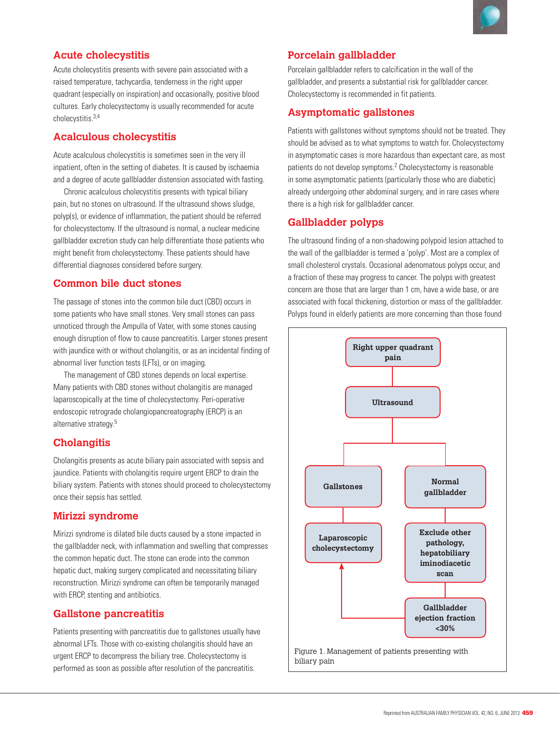## Acute cholecystitis

Acute cholecystitis presents with severe pain associated with a raised temperature, tachycardia, tenderness in the right upper quadrant (especially on inspiration) and occasionally, positive blood cultures. Early cholecystectomy is usually recommended for acute cholecystitis.[3,4]

## Acalculous cholecystitis

Acute acalculous cholecystitis is sometimes seen in the very ill inpatient, often in the setting of diabetes. It is caused by ischaemia and a degree of acute gallbladder distension associated with fasting.

Chronic acalculous cholecystitis presents with typical biliary pain, but no stones on ultrasound. If the ultrasound shows sludge, polyp(s), or evidence of inflammation, the patient should be referred for cholecystectomy. If the ultrasound is normal, a nuclear medicine gallbladder excretion study can help differentiate those patients who might benefit from cholecystectomy. These patients should have differential diagnoses considered before surgery.

## Common bile duct stones

The passage of stones into the common bile duct (CBD) occurs in some patients who have small stones. Very small stones can pass unnoticed through the Ampulla of Vater, with some stones causing enough disruption of flow to cause pancreatitis. Larger stones present with jaundice with or without cholangitis, or as an incidental finding of abnormal liver function tests (LFTs), or on imaging.

The management of CBD stones depends on local expertise. Many patients with CBD stones without cholangitis are managed laparoscopically at the time of cholecystectomy. Peri-operative endoscopic retrograde cholangiopancreatography (ERCP) is an alternative strategy.[5]

## Cholangitis

Cholangitis presents as acute biliary pain associated with sepsis and jaundice. Patients with cholangitis require urgent ERCP to drain the biliary system. Patients with stones should proceed to cholecystectomy once their sepsis has settled.

## Mirizzi syndrome

Mirizzi syndrome is dilated bile ducts caused by a stone impacted in the gallbladder neck, with inflammation and swelling that compresses the common hepatic duct. The stone can erode into the common hepatic duct, making surgery complicated and necessitating biliary reconstruction. Mirizzi syndrome can often be temporarily managed with ERCP, stenting and antibiotics.

## Gallstone pancreatitis

Patients presenting with pancreatitis due to gallstones usually have abnormal LFTs. Those with co-existing cholangitis should have an urgent ERCP to decompress the biliary tree. Cholecystectomy is performed as soon as possible after resolution of the pancreatitis.

## Porcelain gallbladder

Porcelain gallbladder refers to calcification in the wall of the gallbladder, and presents a substantial risk for gallbladder cancer. Cholecystectomy is recommended in fit patients.

## Asymptomatic gallstones

Patients with gallstones without symptoms should not be treated. They should be advised as to what symptoms to watch for. Cholecystectomy in asymptomatic cases is more hazardous than expectant care, as most patients do not develop symptoms.[2] Cholecystectomy is reasonable in some asymptomatic patients (particularly those who are diabetic) already undergoing other abdominal surgery, and in rare cases where there is a high risk for gallbladder cancer.

## Gallbladder polyps

The ultrasound finding of a non-shadowing polypoid lesion attached to the wall of the gallbladder is termed a 'polyp'. Most are a complex of small cholesterol crystals. Occasional adenomatous polyps occur, and a fraction of these may progress to cancer. The polyps with greatest concern are those that are larger than 1 cm, have a wide base, or are associated with focal thickening, distortion or mass of the gallbladder. Polyps found in elderly patients are more concerning than those found

- Right upper quadrant pain
  - Ultrasound
    - Gallstones → Laparoscopic cholecystectomy
    - Normal gallbladder → Exclude other pathology, hepatobiliary iminodiacetic scan → Gallbladder ejection fraction <30% → Laparoscopic cholecystectomy

Figure 1. Management of patients presenting with biliary pain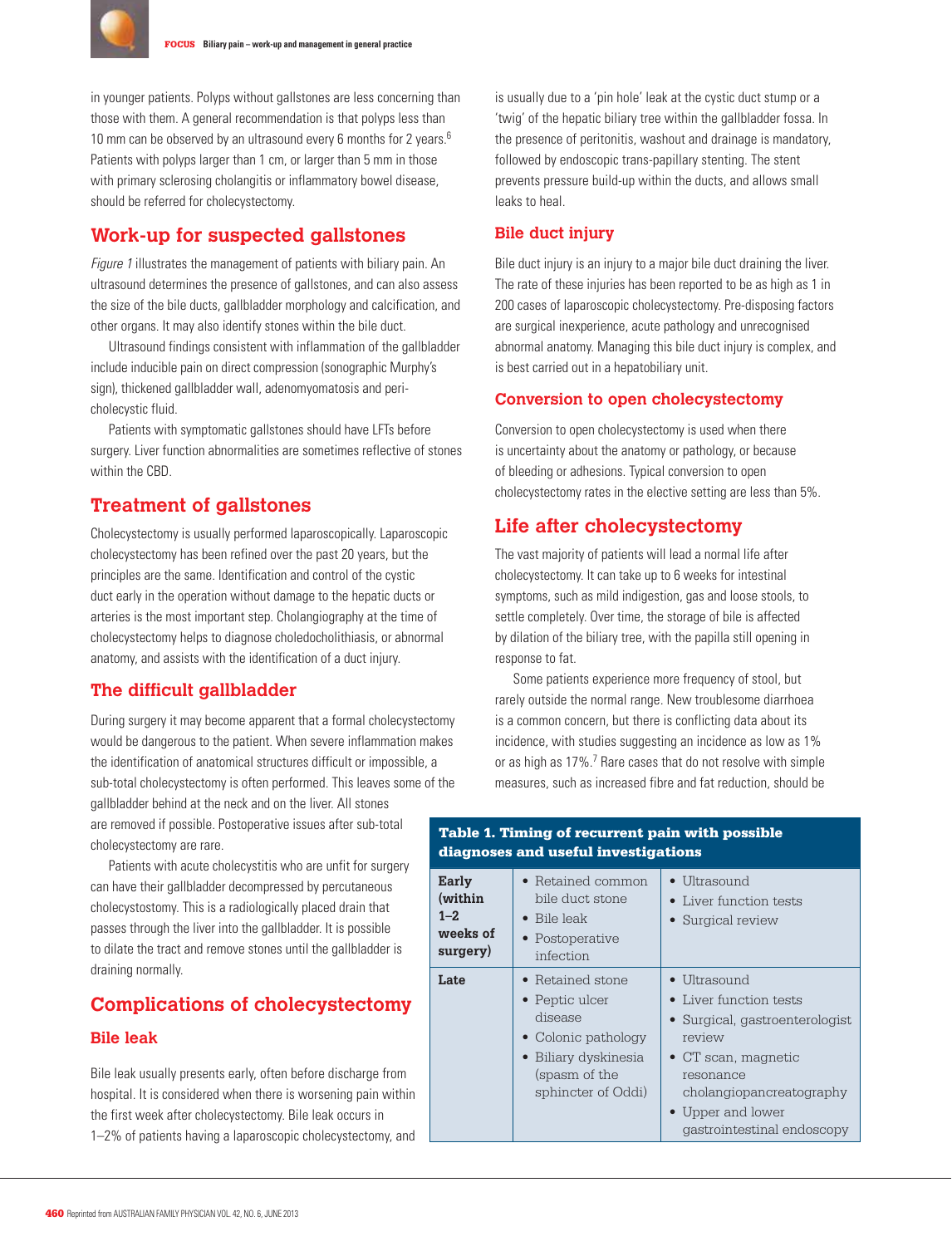in younger patients. Polyps without gallstones are less concerning than those with them. A general recommendation is that polyps less than 10 mm can be observed by an ultrasound every 6 months for 2 years.[6] Patients with polyps larger than 1 cm, or larger than 5 mm in those with primary sclerosing cholangitis or inflammatory bowel disease, should be referred for cholecystectomy.

## Work-up for suspected gallstones

*Figure 1* illustrates the management of patients with biliary pain. An ultrasound determines the presence of gallstones, and can also assess the size of the bile ducts, gallbladder morphology and calcification, and other organs. It may also identify stones within the bile duct.

Ultrasound findings consistent with inflammation of the gallbladder include inducible pain on direct compression (sonographic Murphy's sign), thickened gallbladder wall, adenomyomatosis and peri-cholecystic fluid.

Patients with symptomatic gallstones should have LFTs before surgery. Liver function abnormalities are sometimes reflective of stones within the CBD.

## Treatment of gallstones

Cholecystectomy is usually performed laparoscopically. Laparoscopic cholecystectomy has been refined over the past 20 years, but the principles are the same. Identification and control of the cystic duct early in the operation without damage to the hepatic ducts or arteries is the most important step. Cholangiography at the time of cholecystectomy helps to diagnose choledocholithiasis, or abnormal anatomy, and assists with the identification of a duct injury.

## The difficult gallbladder

During surgery it may become apparent that a formal cholecystectomy would be dangerous to the patient. When severe inflammation makes the identification of anatomical structures difficult or impossible, a sub-total cholecystectomy is often performed. This leaves some of the gallbladder behind at the neck and on the liver. All stones are removed if possible. Postoperative issues after sub-total cholecystectomy are rare.

Patients with acute cholecystitis who are unfit for surgery can have their gallbladder decompressed by percutaneous cholecystostomy. This is a radiologically placed drain that passes through the liver into the gallbladder. It is possible to dilate the tract and remove stones until the gallbladder is draining normally.

## Complications of cholecystectomy

### Bile leak

Bile leak usually presents early, often before discharge from hospital. It is considered when there is worsening pain within the first week after cholecystectomy. Bile leak occurs in 1–2% of patients having a laparoscopic cholecystectomy, and is usually due to a 'pin hole' leak at the cystic duct stump or a 'twig' of the hepatic biliary tree within the gallbladder fossa. In the presence of peritonitis, washout and drainage is mandatory, followed by endoscopic trans-papillary stenting. The stent prevents pressure build-up within the ducts, and allows small leaks to heal.

### Bile duct injury

Bile duct injury is an injury to a major bile duct draining the liver. The rate of these injuries has been reported to be as high as 1 in 200 cases of laparoscopic cholecystectomy. Pre-disposing factors are surgical inexperience, acute pathology and unrecognised abnormal anatomy. Managing this bile duct injury is complex, and is best carried out in a hepatobiliary unit.

### Conversion to open cholecystectomy

Conversion to open cholecystectomy is used when there is uncertainty about the anatomy or pathology, or because of bleeding or adhesions. Typical conversion to open cholecystectomy rates in the elective setting are less than 5%.

## Life after cholecystectomy

The vast majority of patients will lead a normal life after cholecystectomy. It can take up to 6 weeks for intestinal symptoms, such as mild indigestion, gas and loose stools, to settle completely. Over time, the storage of bile is affected by dilation of the biliary tree, with the papilla still opening in response to fat.

Some patients experience more frequency of stool, but rarely outside the normal range. New troublesome diarrhoea is a common concern, but there is conflicting data about its incidence, with studies suggesting an incidence as low as 1% or as high as 17%.[7] Rare cases that do not resolve with simple measures, such as increased fibre and fat reduction, should be

**Table 1. Timing of recurrent pain with possible diagnoses and useful investigations**

| | | |
|---|---|---|
| **Early (within 1–2 weeks of surgery)** | • Retained common bile duct stone<br>• Bile leak<br>• Postoperative infection | • Ultrasound<br>• Liver function tests<br>• Surgical review |
| **Late** | • Retained stone<br>• Peptic ulcer disease<br>• Colonic pathology<br>• Biliary dyskinesia (spasm of the sphincter of Oddi) | • Ultrasound<br>• Liver function tests<br>• Surgical, gastroenterologist review<br>• CT scan, magnetic resonance cholangiopancreatography<br>• Upper and lower gastrointestinal endoscopy |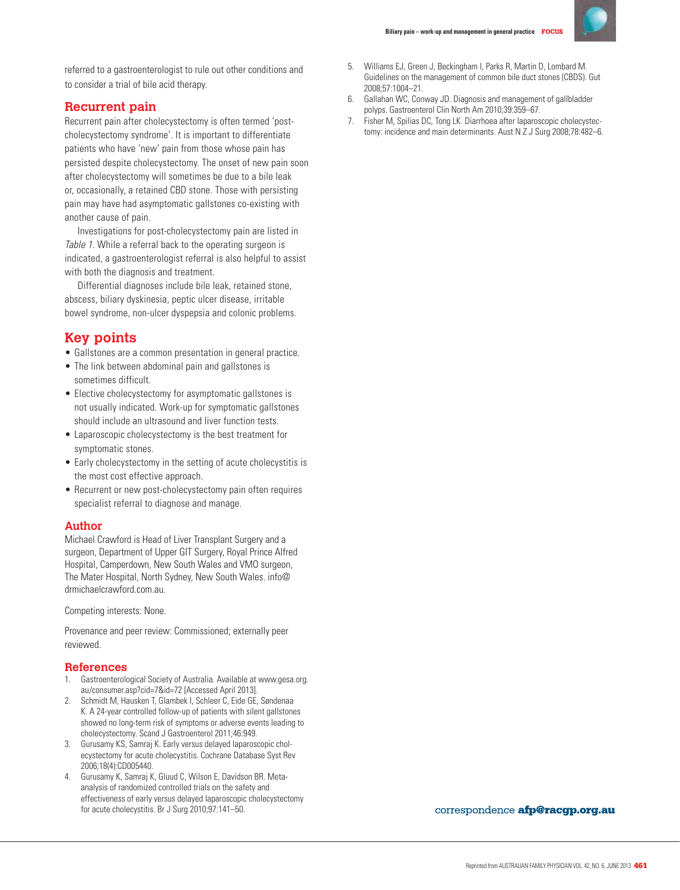referred to a gastroenterologist to rule out other conditions and to consider a trial of bile acid therapy.

## Recurrent pain

Recurrent pain after cholecystectomy is often termed 'post-cholecystectomy syndrome'. It is important to differentiate patients who have 'new' pain from those whose pain has persisted despite cholecystectomy. The onset of new pain soon after cholecystectomy will sometimes be due to a bile leak or, occasionally, a retained CBD stone. Those with persisting pain may have had asymptomatic gallstones co-existing with another cause of pain.

Investigations for post-cholecystectomy pain are listed in *Table 1*. While a referral back to the operating surgeon is indicated, a gastroenterologist referral is also helpful to assist with both the diagnosis and treatment.

Differential diagnoses include bile leak, retained stone, abscess, biliary dyskinesia, peptic ulcer disease, irritable bowel syndrome, non-ulcer dyspepsia and colonic problems.

## Key points

- Gallstones are a common presentation in general practice.
- The link between abdominal pain and gallstones is sometimes difficult.
- Elective cholecystectomy for asymptomatic gallstones is not usually indicated. Work-up for symptomatic gallstones should include an ultrasound and liver function tests.
- Laparoscopic cholecystectomy is the best treatment for symptomatic stones.
- Early cholecystectomy in the setting of acute cholecystitis is the most cost effective approach.
- Recurrent or new post-cholecystectomy pain often requires specialist referral to diagnose and manage.

## Author

Michael Crawford is Head of Liver Transplant Surgery and a surgeon, Department of Upper GIT Surgery, Royal Prince Alfred Hospital, Camperdown, New South Wales and VMO surgeon, The Mater Hospital, North Sydney, New South Wales. info@drmichaelcrawford.com.au.

Competing interests: None.

Provenance and peer review: Commissioned; externally peer reviewed.

## References

1. Gastroenterological Society of Australia. Available at www.gesa.org.au/consumer.asp?cid=7&id=72 [Accessed April 2013].
2. Schmidt M, Hausken T, Glambek I, Schleer C, Eide GE, Søndenaa K. A 24-year controlled follow-up of patients with silent gallstones showed no long-term risk of symptoms or adverse events leading to cholecystectomy. Scand J Gastroenterol 2011;46:949.
3. Gurusamy KS, Samraj K. Early versus delayed laparoscopic cholecystectomy for acute cholecystitis. Cochrane Database Syst Rev 2006;18(4):CD005440.
4. Gurusamy K, Samraj K, Gluud C, Wilson E, Davidson BR. Meta-analysis of randomized controlled trials on the safety and effectiveness of early versus delayed laparoscopic cholecystectomy for acute cholecystitis. Br J Surg 2010;97:141–50.
5. Williams EJ, Green J, Beckingham I, Parks R, Martin D, Lombard M. Guidelines on the management of common bile duct stones (CBDS). Gut 2008;57:1004–21.
6. Gallahan WC, Conway JD. Diagnosis and management of gallbladder polyps. Gastroenterol Clin North Am 2010;39:359–67.
7. Fisher M, Spilias DC, Tong LK. Diarrhoea after laparoscopic cholecystectomy: incidence and main determinants. Aust N Z J Surg 2008;78:482–6.

correspondence **afp@racgp.org.au**